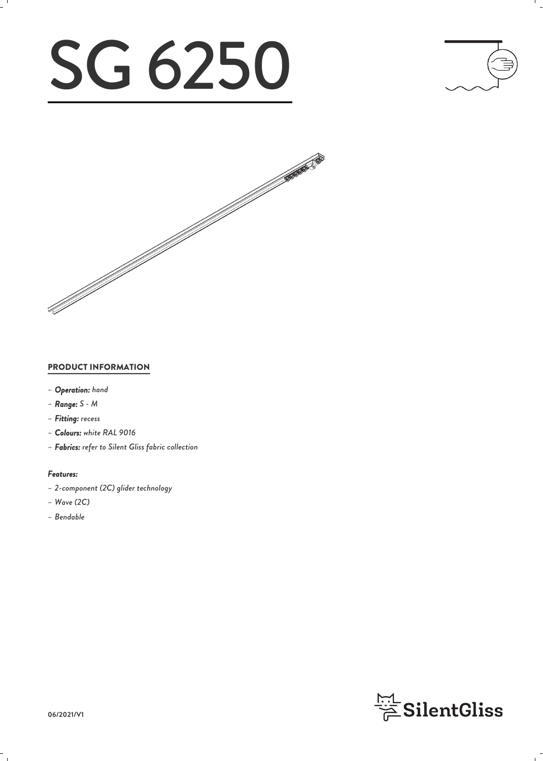# SG 6250

## PRODUCT INFORMATION

- ***Operation:*** *hand*
- ***Range:*** *S - M*
- ***Fitting:*** *recess*
- ***Colours:*** *white RAL 9016*
- ***Fabrics:*** *refer to Silent Gliss fabric collection*

***Features:***

- *2-component (2C) glider technology*
- *Wave (2C)*
- *Bendable*

06/2021/V1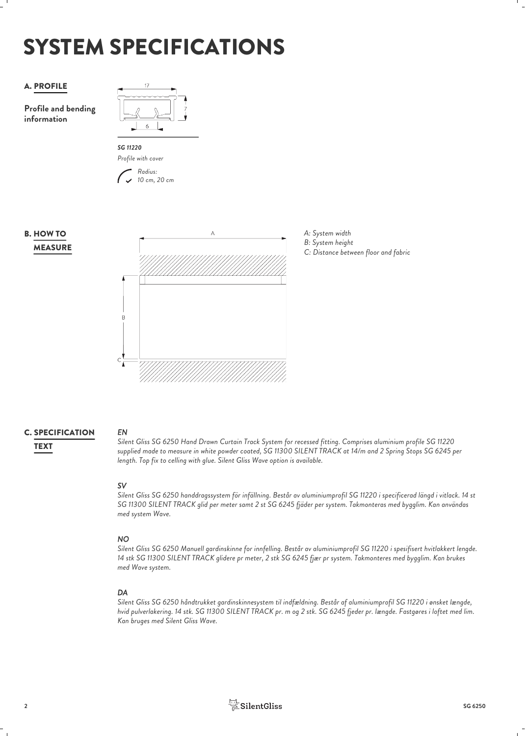# SYSTEM SPECIFICATIONS

## A. PROFILE

**Profile and bending information**

17

7

6

***SG 11220***

*Profile with cover*

*Radius: 10 cm, 20 cm*

## B. HOW TO MEASURE

A

B

C

*A: System width*
*B: System height*
*C: Distance between floor and fabric*

## C. SPECIFICATION TEXT

***EN***

*Silent Gliss SG 6250 Hand Drawn Curtain Track System for recessed fitting. Comprises aluminium profile SG 11220 supplied made to measure in white powder coated, SG 11300 SILENT TRACK at 14/m and 2 Spring Stops SG 6245 per length. Top fix to celling with glue. Silent Gliss Wave option is available.*

***SV***

*Silent Gliss SG 6250 handdragssystem för infällning. Består av aluminiumprofil SG 11220 i specificerad längd i vitlack. 14 st SG 11300 SILENT TRACK glid per meter samt 2 st SG 6245 fjäder per system. Takmonteras med bygglim. Kan användas med system Wave.*

***NO***

*Silent Gliss SG 6250 Manuell gardinskinne for innfelling. Består av aluminiumprofil SG 11220 i spesifisert hvitlakkert lengde. 14 stk SG 11300 SILENT TRACK glidere pr meter, 2 stk SG 6245 fjær pr system. Takmonteres med bygglim. Kan brukes med Wave system.*

***DA***

*Silent Gliss SG 6250 håndtrukket gardinskinnesystem til indfældning. Består af aluminiumprofil SG 11220 i ønsket længde, hvid pulverlakering. 14 stk. SG 11300 SILENT TRACK pr. m og 2 stk. SG 6245 fjeder pr. længde. Fastgøres i loftet med lim. Kan bruges med Silent Gliss Wave.*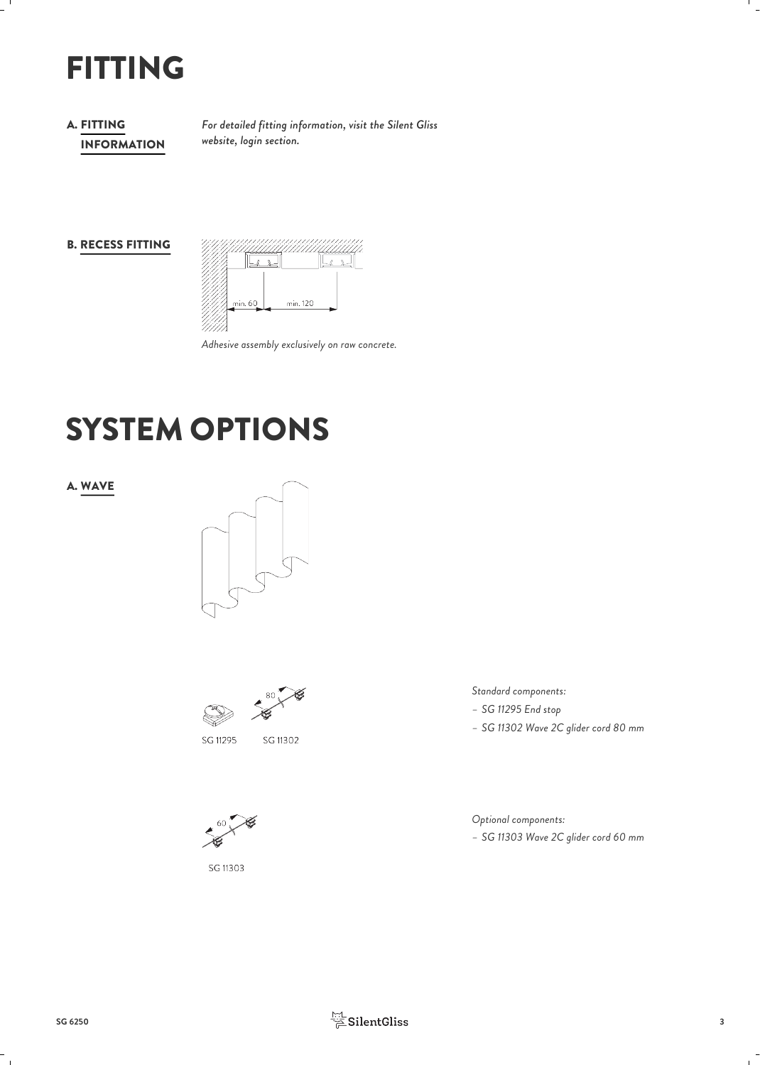# FITTING

## A. FITTING INFORMATION

*For detailed fitting information, visit the Silent Gliss website, login section.*

## B. RECESS FITTING

min. 60 min. 120

*Adhesive assembly exclusively on raw concrete.*

# SYSTEM OPTIONS

## A. WAVE

80

SG 11295 SG 11302

*Standard components:*

- *SG 11295 End stop*
- *SG 11302 Wave 2C glider cord 80 mm*

60

SG 11303

*Optional components:*

- *SG 11303 Wave 2C glider cord 60 mm*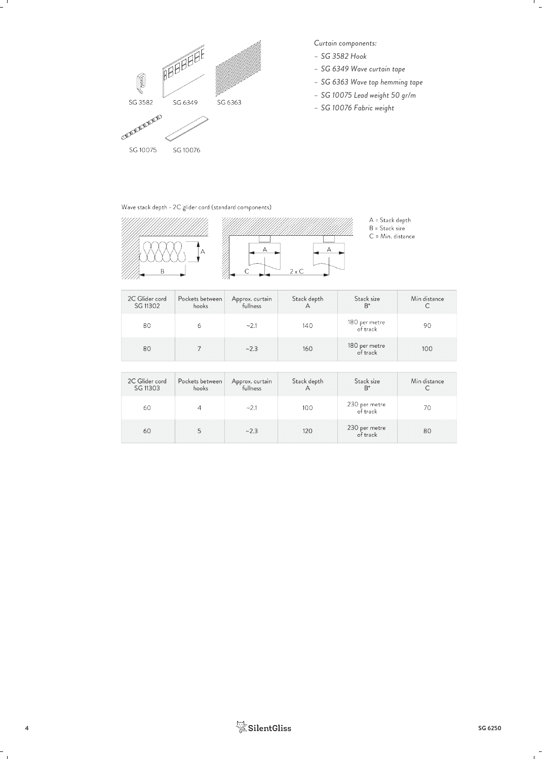SG 3582 SG 6349 SG 6363

SG 10075 SG 10076

*Curtain components:*

- *SG 3582 Hook*
- *SG 6349 Wave curtain tape*
- *SG 6363 Wave top hemming tape*
- *SG 10075 Lead weight 50 gr/m*
- *SG 10076 Fabric weight*

Wave stack depth - 2C glider cord (standard components)

A = Stack depth
B = Stack size
C = Min. distance

| 2C Glider cord SG 11302 | Pockets between hooks | Approx. curtain fullness | Stack depth A | Stack size B* | Min distance C |
|---|---|---|---|---|---|
| 80 | 6 | ~2.1 | 140 | 180 per metre of track | 90 |
| 80 | 7 | ~2.3 | 160 | 180 per metre of track | 100 |

| 2C Glider cord SG 11303 | Pockets between hooks | Approx. curtain fullness | Stack depth A | Stack size B* | Min distance C |
|---|---|---|---|---|---|
| 60 | 4 | ~2.1 | 100 | 230 per metre of track | 70 |
| 60 | 5 | ~2.3 | 120 | 230 per metre of track | 80 |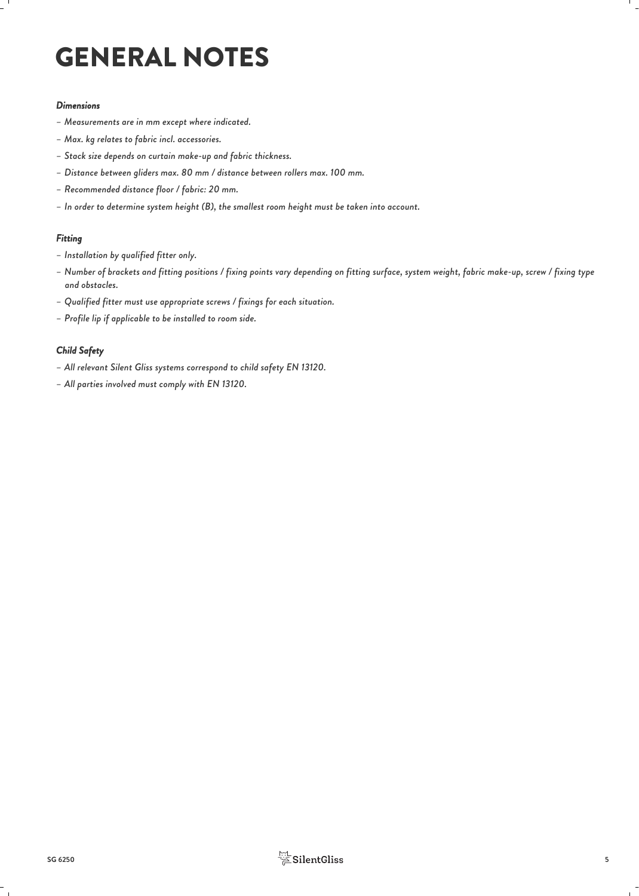# GENERAL NOTES

### *Dimensions*

- *Measurements are in mm except where indicated.*
- *Max. kg relates to fabric incl. accessories.*
- *Stack size depends on curtain make-up and fabric thickness.*
- *Distance between gliders max. 80 mm / distance between rollers max. 100 mm.*
- *Recommended distance floor / fabric: 20 mm.*
- *In order to determine system height (B), the smallest room height must be taken into account.*

### *Fitting*

- *Installation by qualified fitter only.*
- *Number of brackets and fitting positions / fixing points vary depending on fitting surface, system weight, fabric make-up, screw / fixing type and obstacles.*
- *Qualified fitter must use appropriate screws / fixings for each situation.*
- *Profile lip if applicable to be installed to room side.*

### *Child Safety*

- *All relevant Silent Gliss systems correspond to child safety EN 13120.*
- *All parties involved must comply with EN 13120.*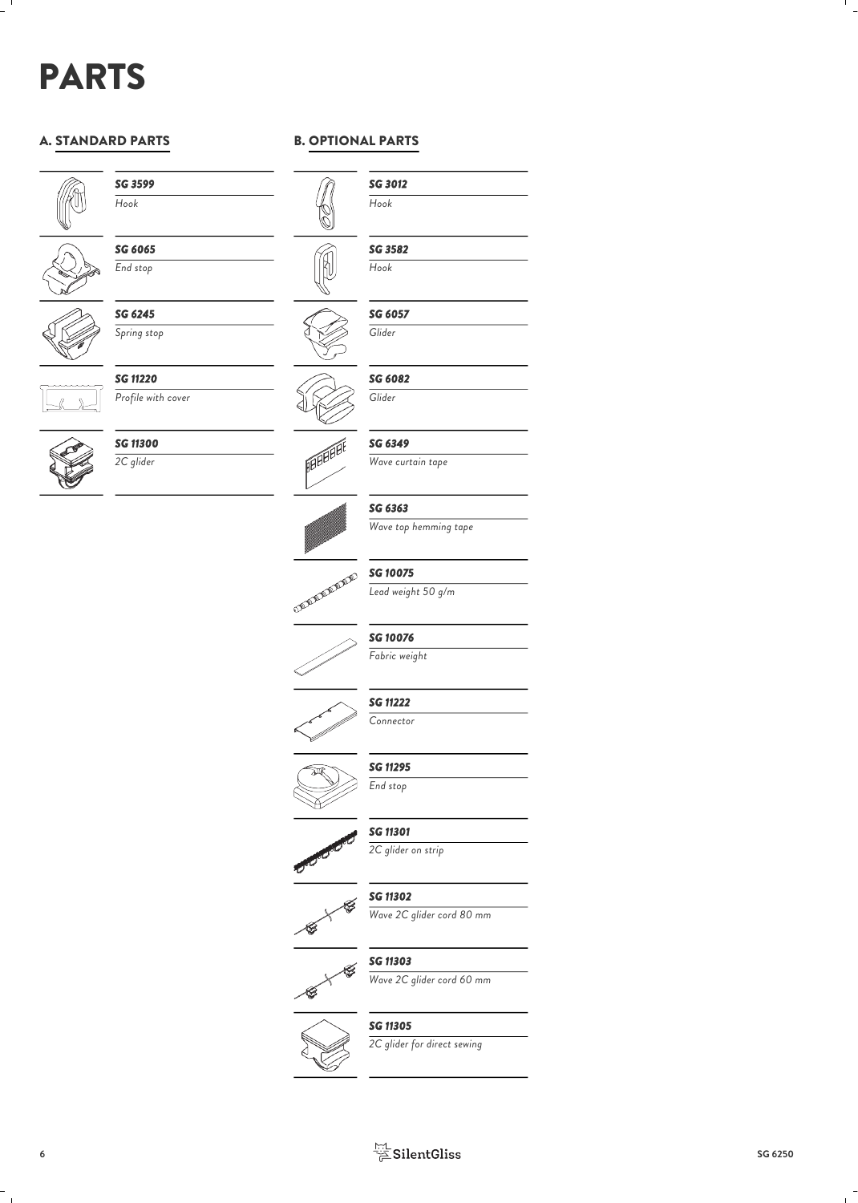# PARTS

## A. STANDARD PARTS

| Part | Description |
|---|---|
| *SG 3599* | *Hook* |
| *SG 6065* | *End stop* |
| *SG 6245* | *Spring stop* |
| *SG 11220* | *Profile with cover* |
| *SG 11300* | *2C glider* |

## B. OPTIONAL PARTS

| Part | Description |
|---|---|
| *SG 3012* | *Hook* |
| *SG 3582* | *Hook* |
| *SG 6057* | *Glider* |
| *SG 6082* | *Glider* |
| *SG 6349* | *Wave curtain tape* |
| *SG 6363* | *Wave top hemming tape* |
| *SG 10075* | *Lead weight 50 g/m* |
| *SG 10076* | *Fabric weight* |
| *SG 11222* | *Connector* |
| *SG 11295* | *End stop* |
| *SG 11301* | *2C glider on strip* |
| *SG 11302* | *Wave 2C glider cord 80 mm* |
| *SG 11303* | *Wave 2C glider cord 60 mm* |
| *SG 11305* | *2C glider for direct sewing* |